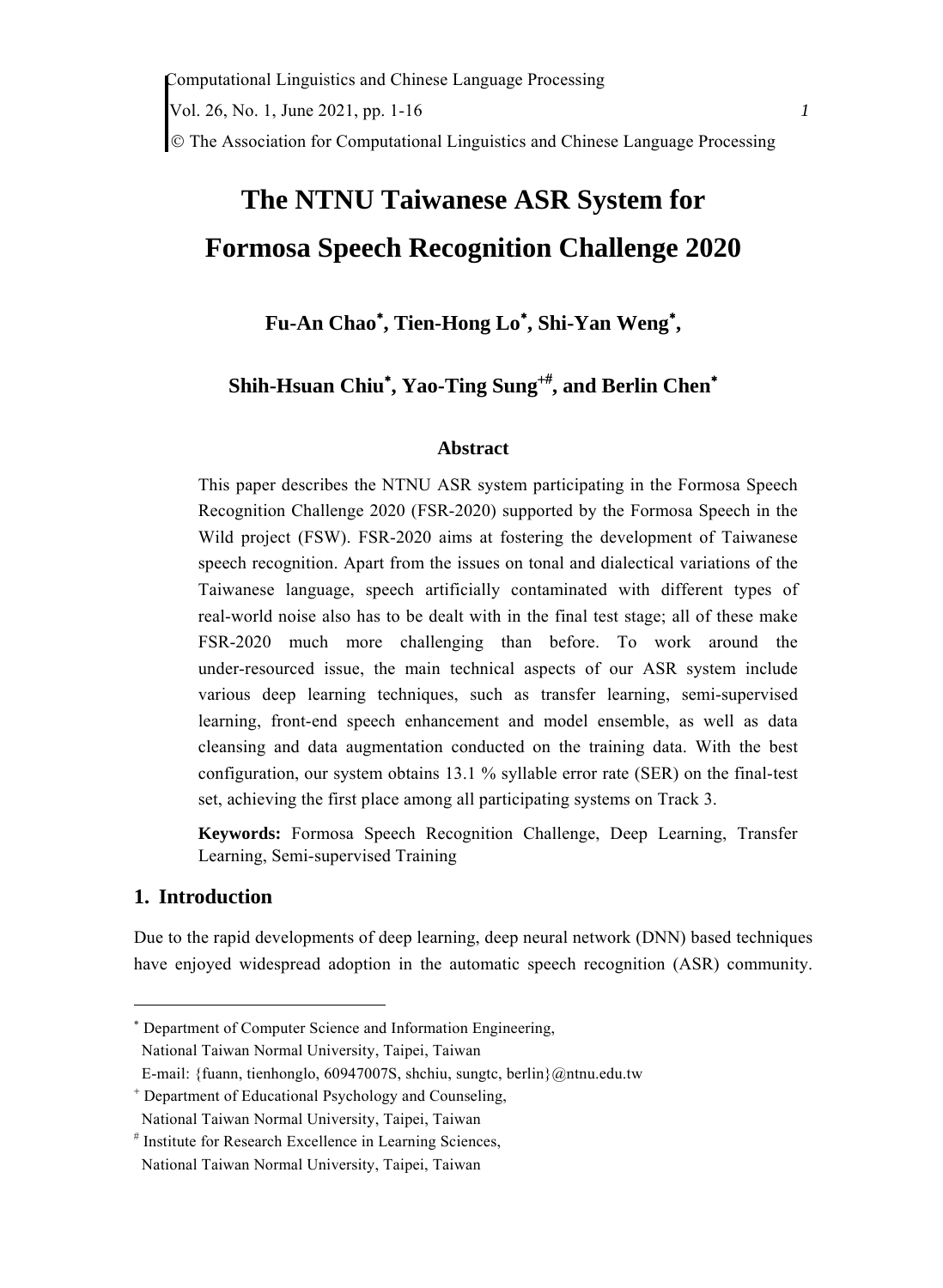# The NTNU Taiwanese ASR System for Formosa Speech Recognition Challenge 2020

**Fu-An Chao[\*], Tien-Hong Lo[\*], Shi-Yan Weng[\*], Shih-Hsuan Chiu[\*], Yao-Ting Sung[+#], and Berlin Chen[\*]**

### Abstract

This paper describes the NTNU ASR system participating in the Formosa Speech Recognition Challenge 2020 (FSR-2020) supported by the Formosa Speech in the Wild project (FSW). FSR-2020 aims at fostering the development of Taiwanese speech recognition. Apart from the issues on tonal and dialectical variations of the Taiwanese language, speech artificially contaminated with different types of real-world noise also has to be dealt with in the final test stage; all of these make FSR-2020 much more challenging than before. To work around the under-resourced issue, the main technical aspects of our ASR system include various deep learning techniques, such as transfer learning, semi-supervised learning, front-end speech enhancement and model ensemble, as well as data cleansing and data augmentation conducted on the training data. With the best configuration, our system obtains 13.1 % syllable error rate (SER) on the final-test set, achieving the first place among all participating systems on Track 3.

**Keywords:** Formosa Speech Recognition Challenge, Deep Learning, Transfer Learning, Semi-supervised Training

## 1. Introduction

Due to the rapid developments of deep learning, deep neural network (DNN) based techniques have enjoyed widespread adoption in the automatic speech recognition (ASR) community.

---

[\*] Department of Computer Science and Information Engineering, National Taiwan Normal University, Taipei, Taiwan
E-mail: {fuann, tienhonglo, 60947007S, shchiu, sungtc, berlin}@ntnu.edu.tw

[+] Department of Educational Psychology and Counseling, National Taiwan Normal University, Taipei, Taiwan

[#] Institute for Research Excellence in Learning Sciences, National Taiwan Normal University, Taipei, Taiwan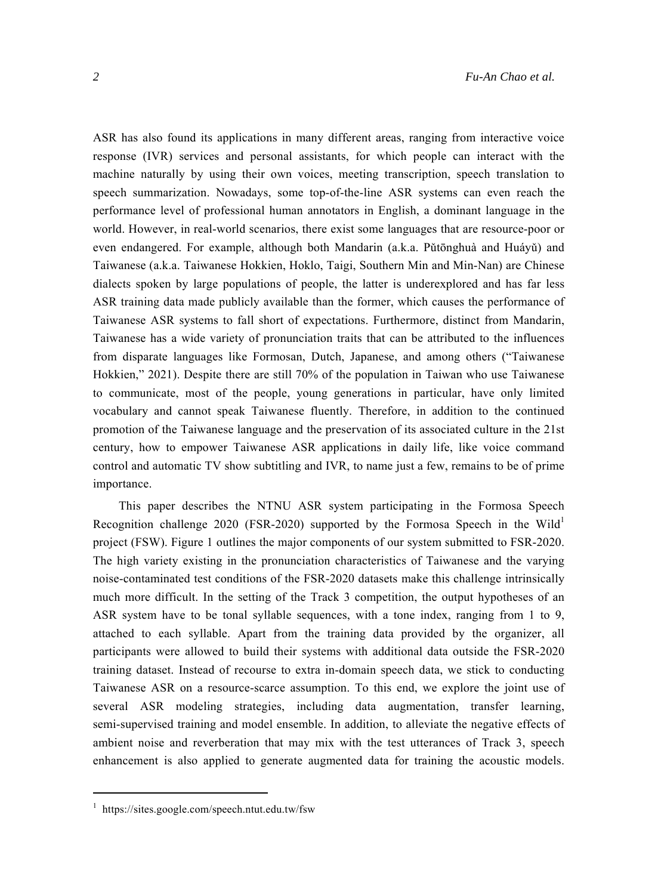ASR has also found its applications in many different areas, ranging from interactive voice response (IVR) services and personal assistants, for which people can interact with the machine naturally by using their own voices, meeting transcription, speech translation to speech summarization. Nowadays, some top-of-the-line ASR systems can even reach the performance level of professional human annotators in English, a dominant language in the world. However, in real-world scenarios, there exist some languages that are resource-poor or even endangered. For example, although both Mandarin (a.k.a. Pǔtōnghuà and Huáyǔ) and Taiwanese (a.k.a. Taiwanese Hokkien, Hoklo, Taigi, Southern Min and Min-Nan) are Chinese dialects spoken by large populations of people, the latter is underexplored and has far less ASR training data made publicly available than the former, which causes the performance of Taiwanese ASR systems to fall short of expectations. Furthermore, distinct from Mandarin, Taiwanese has a wide variety of pronunciation traits that can be attributed to the influences from disparate languages like Formosan, Dutch, Japanese, and among others ("Taiwanese Hokkien," 2021). Despite there are still 70% of the population in Taiwan who use Taiwanese to communicate, most of the people, young generations in particular, have only limited vocabulary and cannot speak Taiwanese fluently. Therefore, in addition to the continued promotion of the Taiwanese language and the preservation of its associated culture in the 21st century, how to empower Taiwanese ASR applications in daily life, like voice command control and automatic TV show subtitling and IVR, to name just a few, remains to be of prime importance.

This paper describes the NTNU ASR system participating in the Formosa Speech Recognition challenge 2020 (FSR-2020) supported by the Formosa Speech in the Wild[1] project (FSW). Figure 1 outlines the major components of our system submitted to FSR-2020. The high variety existing in the pronunciation characteristics of Taiwanese and the varying noise-contaminated test conditions of the FSR-2020 datasets make this challenge intrinsically much more difficult. In the setting of the Track 3 competition, the output hypotheses of an ASR system have to be tonal syllable sequences, with a tone index, ranging from 1 to 9, attached to each syllable. Apart from the training data provided by the organizer, all participants were allowed to build their systems with additional data outside the FSR-2020 training dataset. Instead of recourse to extra in-domain speech data, we stick to conducting Taiwanese ASR on a resource-scarce assumption. To this end, we explore the joint use of several ASR modeling strategies, including data augmentation, transfer learning, semi-supervised training and model ensemble. In addition, to alleviate the negative effects of ambient noise and reverberation that may mix with the test utterances of Track 3, speech enhancement is also applied to generate augmented data for training the acoustic models.

[1] https://sites.google.com/speech.ntut.edu.tw/fsw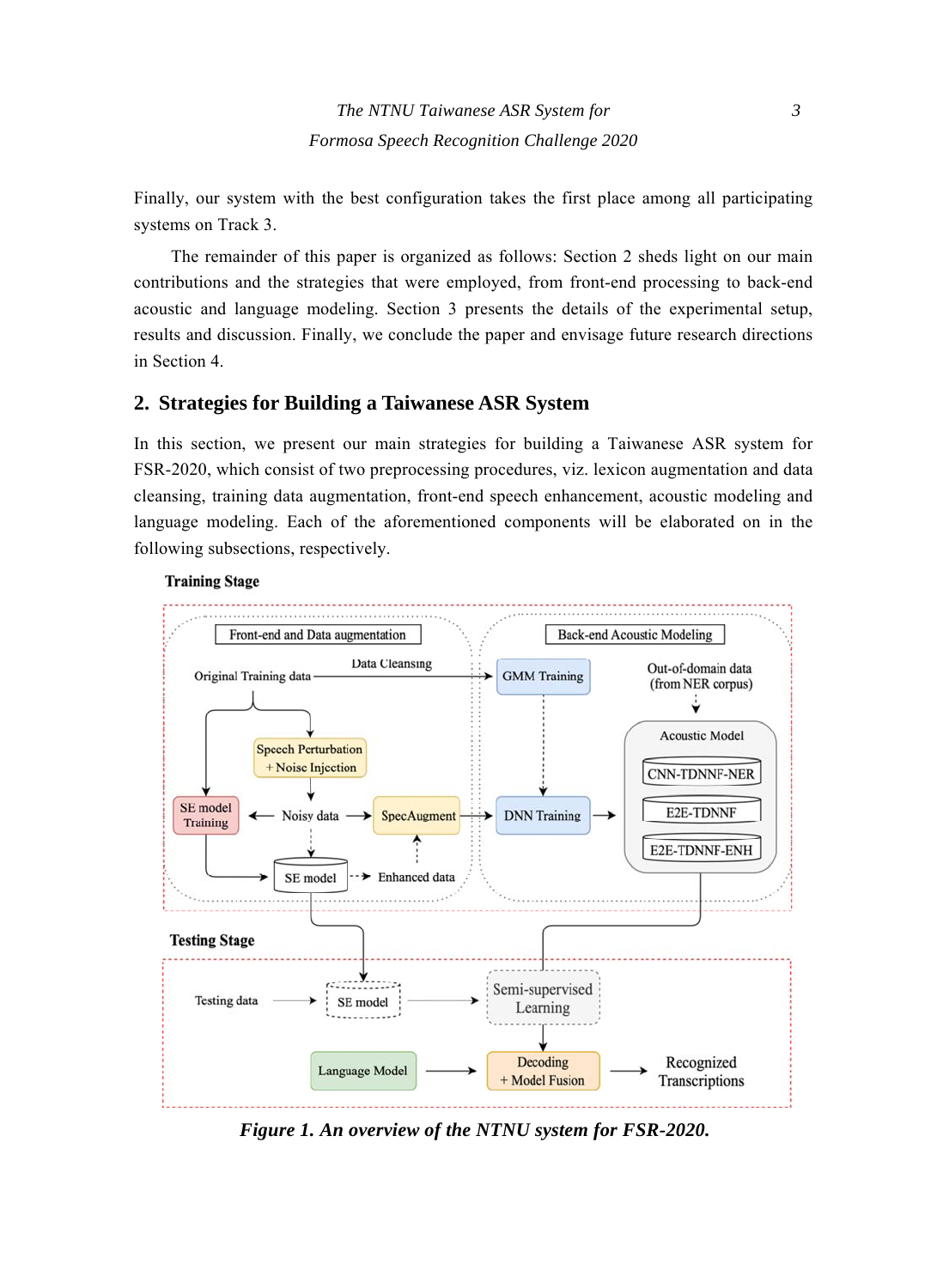Finally, our system with the best configuration takes the first place among all participating systems on Track 3.

The remainder of this paper is organized as follows: Section 2 sheds light on our main contributions and the strategies that were employed, from front-end processing to back-end acoustic and language modeling. Section 3 presents the details of the experimental setup, results and discussion. Finally, we conclude the paper and envisage future research directions in Section 4.

## 2. Strategies for Building a Taiwanese ASR System

In this section, we present our main strategies for building a Taiwanese ASR system for FSR-2020, which consist of two preprocessing procedures, viz. lexicon augmentation and data cleansing, training data augmentation, front-end speech enhancement, acoustic modeling and language modeling. Each of the aforementioned components will be elaborated on in the following subsections, respectively.

**Figure 1. An overview of the NTNU system for FSR-2020.**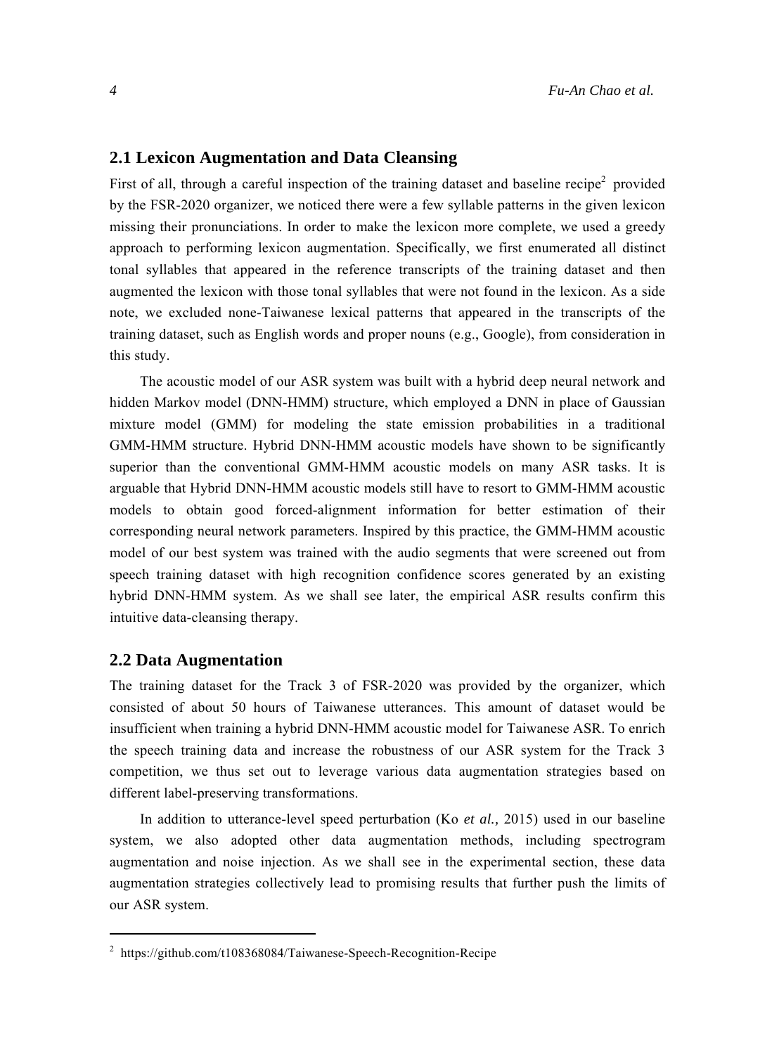## 2.1 Lexicon Augmentation and Data Cleansing

First of all, through a careful inspection of the training dataset and baseline recipe[2] provided by the FSR-2020 organizer, we noticed there were a few syllable patterns in the given lexicon missing their pronunciations. In order to make the lexicon more complete, we used a greedy approach to performing lexicon augmentation. Specifically, we first enumerated all distinct tonal syllables that appeared in the reference transcripts of the training dataset and then augmented the lexicon with those tonal syllables that were not found in the lexicon. As a side note, we excluded none-Taiwanese lexical patterns that appeared in the transcripts of the training dataset, such as English words and proper nouns (e.g., Google), from consideration in this study.

The acoustic model of our ASR system was built with a hybrid deep neural network and hidden Markov model (DNN-HMM) structure, which employed a DNN in place of Gaussian mixture model (GMM) for modeling the state emission probabilities in a traditional GMM-HMM structure. Hybrid DNN-HMM acoustic models have shown to be significantly superior than the conventional GMM-HMM acoustic models on many ASR tasks. It is arguable that Hybrid DNN-HMM acoustic models still have to resort to GMM-HMM acoustic models to obtain good forced-alignment information for better estimation of their corresponding neural network parameters. Inspired by this practice, the GMM-HMM acoustic model of our best system was trained with the audio segments that were screened out from speech training dataset with high recognition confidence scores generated by an existing hybrid DNN-HMM system. As we shall see later, the empirical ASR results confirm this intuitive data-cleansing therapy.

## 2.2 Data Augmentation

The training dataset for the Track 3 of FSR-2020 was provided by the organizer, which consisted of about 50 hours of Taiwanese utterances. This amount of dataset would be insufficient when training a hybrid DNN-HMM acoustic model for Taiwanese ASR. To enrich the speech training data and increase the robustness of our ASR system for the Track 3 competition, we thus set out to leverage various data augmentation strategies based on different label-preserving transformations.

In addition to utterance-level speed perturbation (Ko *et al.,* 2015) used in our baseline system, we also adopted other data augmentation methods, including spectrogram augmentation and noise injection. As we shall see in the experimental section, these data augmentation strategies collectively lead to promising results that further push the limits of our ASR system.

---

[2] https://github.com/t108368084/Taiwanese-Speech-Recognition-Recipe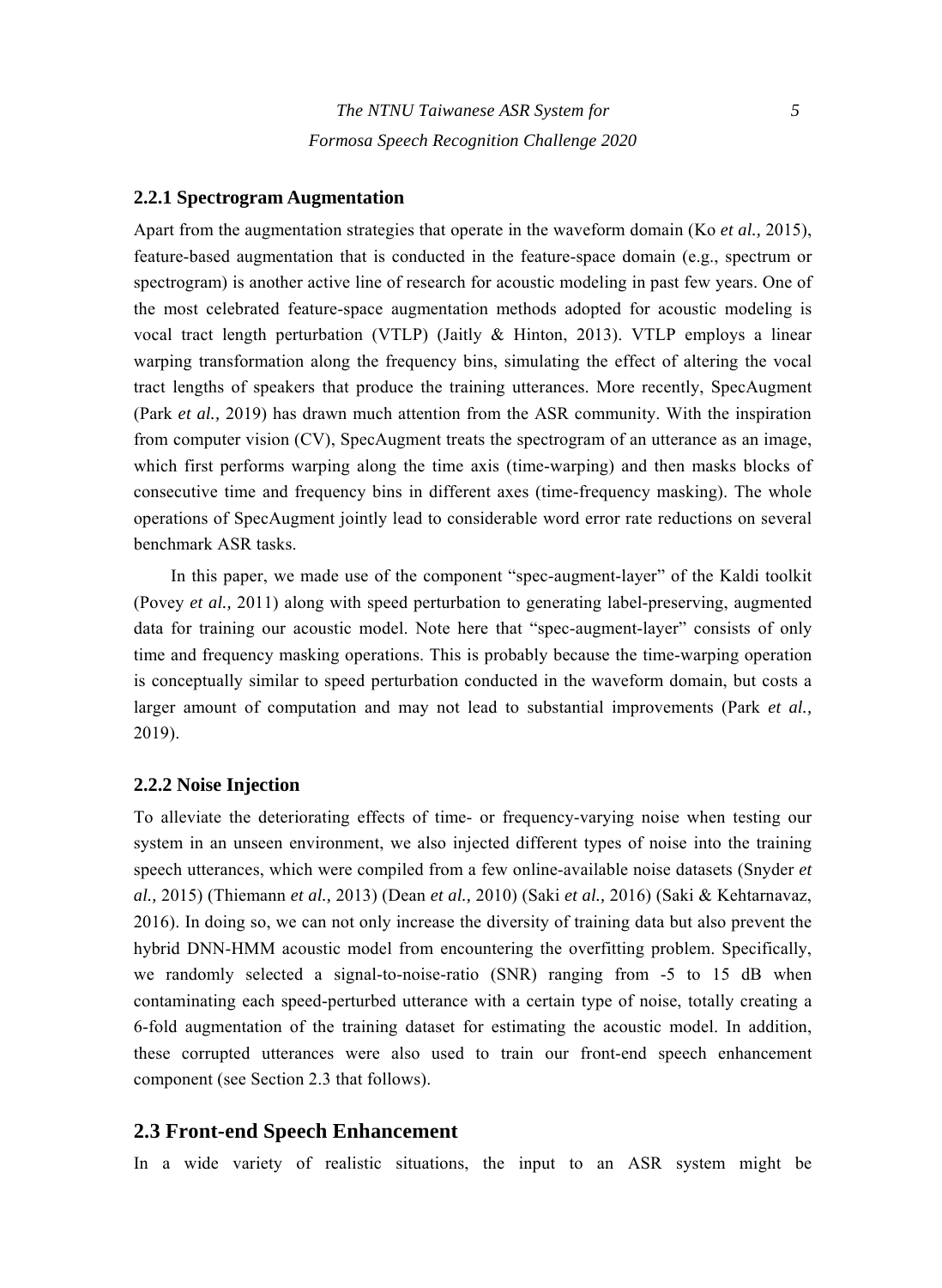### 2.2.1 Spectrogram Augmentation

Apart from the augmentation strategies that operate in the waveform domain (Ko *et al.,* 2015), feature-based augmentation that is conducted in the feature-space domain (e.g., spectrum or spectrogram) is another active line of research for acoustic modeling in past few years. One of the most celebrated feature-space augmentation methods adopted for acoustic modeling is vocal tract length perturbation (VTLP) (Jaitly & Hinton, 2013). VTLP employs a linear warping transformation along the frequency bins, simulating the effect of altering the vocal tract lengths of speakers that produce the training utterances. More recently, SpecAugment (Park *et al.,* 2019) has drawn much attention from the ASR community. With the inspiration from computer vision (CV), SpecAugment treats the spectrogram of an utterance as an image, which first performs warping along the time axis (time-warping) and then masks blocks of consecutive time and frequency bins in different axes (time-frequency masking). The whole operations of SpecAugment jointly lead to considerable word error rate reductions on several benchmark ASR tasks.

In this paper, we made use of the component "spec-augment-layer" of the Kaldi toolkit (Povey *et al.,* 2011) along with speed perturbation to generating label-preserving, augmented data for training our acoustic model. Note here that "spec-augment-layer" consists of only time and frequency masking operations. This is probably because the time-warping operation is conceptually similar to speed perturbation conducted in the waveform domain, but costs a larger amount of computation and may not lead to substantial improvements (Park *et al.,* 2019).

### 2.2.2 Noise Injection

To alleviate the deteriorating effects of time- or frequency-varying noise when testing our system in an unseen environment, we also injected different types of noise into the training speech utterances, which were compiled from a few online-available noise datasets (Snyder *et al.,* 2015) (Thiemann *et al.,* 2013) (Dean *et al.,* 2010) (Saki *et al.,* 2016) (Saki & Kehtarnavaz, 2016). In doing so, we can not only increase the diversity of training data but also prevent the hybrid DNN-HMM acoustic model from encountering the overfitting problem. Specifically, we randomly selected a signal-to-noise-ratio (SNR) ranging from -5 to 15 dB when contaminating each speed-perturbed utterance with a certain type of noise, totally creating a 6-fold augmentation of the training dataset for estimating the acoustic model. In addition, these corrupted utterances were also used to train our front-end speech enhancement component (see Section 2.3 that follows).

## 2.3 Front-end Speech Enhancement

In a wide variety of realistic situations, the input to an ASR system might be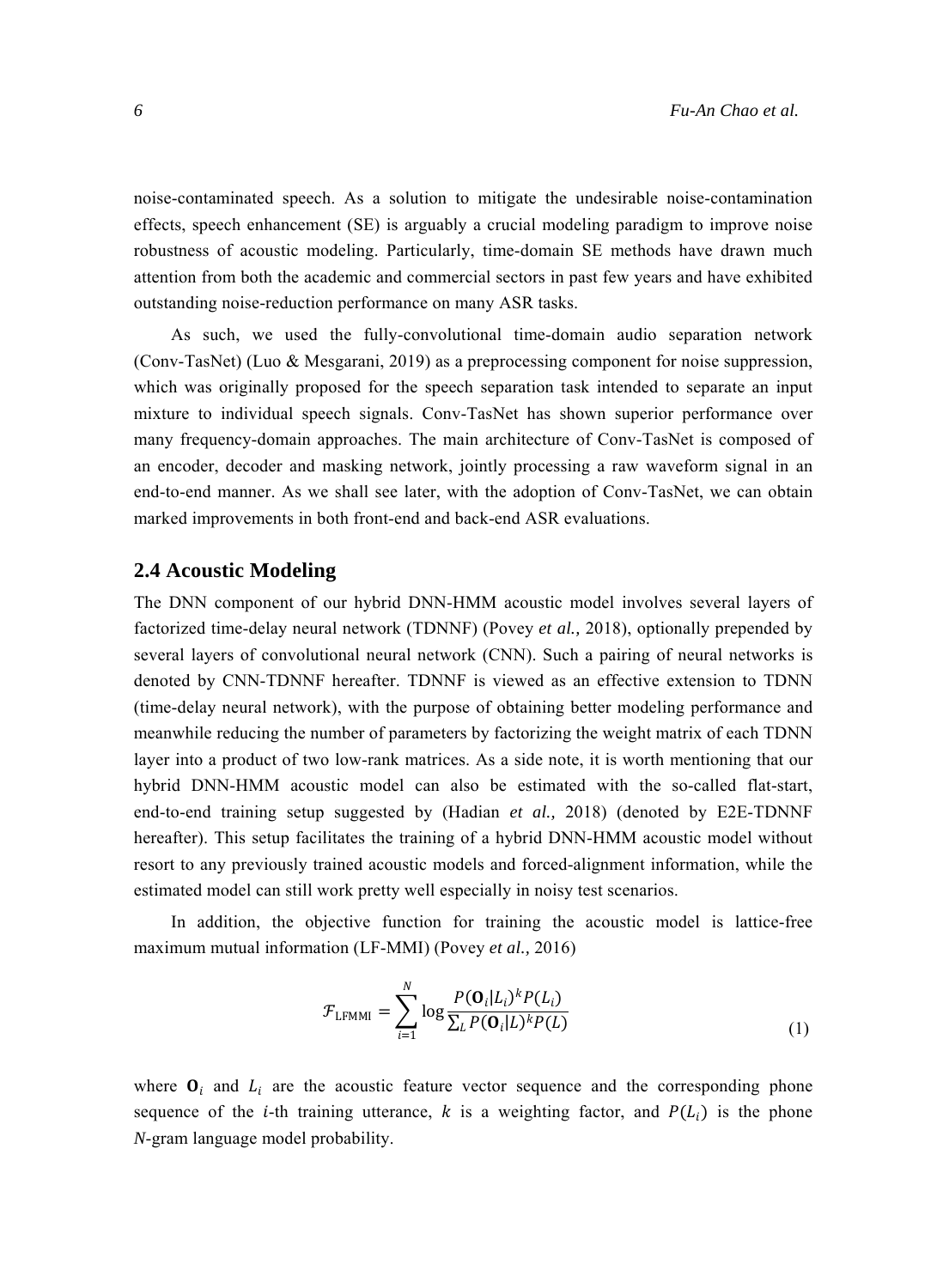noise-contaminated speech. As a solution to mitigate the undesirable noise-contamination effects, speech enhancement (SE) is arguably a crucial modeling paradigm to improve noise robustness of acoustic modeling. Particularly, time-domain SE methods have drawn much attention from both the academic and commercial sectors in past few years and have exhibited outstanding noise-reduction performance on many ASR tasks.

As such, we used the fully-convolutional time-domain audio separation network (Conv-TasNet) (Luo & Mesgarani, 2019) as a preprocessing component for noise suppression, which was originally proposed for the speech separation task intended to separate an input mixture to individual speech signals. Conv-TasNet has shown superior performance over many frequency-domain approaches. The main architecture of Conv-TasNet is composed of an encoder, decoder and masking network, jointly processing a raw waveform signal in an end-to-end manner. As we shall see later, with the adoption of Conv-TasNet, we can obtain marked improvements in both front-end and back-end ASR evaluations.

## 2.4 Acoustic Modeling

The DNN component of our hybrid DNN-HMM acoustic model involves several layers of factorized time-delay neural network (TDNNF) (Povey *et al.,* 2018), optionally prepended by several layers of convolutional neural network (CNN). Such a pairing of neural networks is denoted by CNN-TDNNF hereafter. TDNNF is viewed as an effective extension to TDNN (time-delay neural network), with the purpose of obtaining better modeling performance and meanwhile reducing the number of parameters by factorizing the weight matrix of each TDNN layer into a product of two low-rank matrices. As a side note, it is worth mentioning that our hybrid DNN-HMM acoustic model can also be estimated with the so-called flat-start, end-to-end training setup suggested by (Hadian *et al.,* 2018) (denoted by E2E-TDNNF hereafter). This setup facilitates the training of a hybrid DNN-HMM acoustic model without resort to any previously trained acoustic models and forced-alignment information, while the estimated model can still work pretty well especially in noisy test scenarios.

In addition, the objective function for training the acoustic model is lattice-free maximum mutual information (LF-MMI) (Povey *et al.,* 2016)

$$\mathcal{F}_{\text{LFMMI}} = \sum_{i=1}^{N} \log \frac{P(\mathbf{O}_i|L_i)^k P(L_i)}{\sum_L P(\mathbf{O}_i|L)^k P(L)} \tag{1}$$

where $\mathbf{O}_i$ and $L_i$ are the acoustic feature vector sequence and the corresponding phone sequence of the $i$-th training utterance, $k$ is a weighting factor, and $P(L_i)$ is the phone *N*-gram language model probability.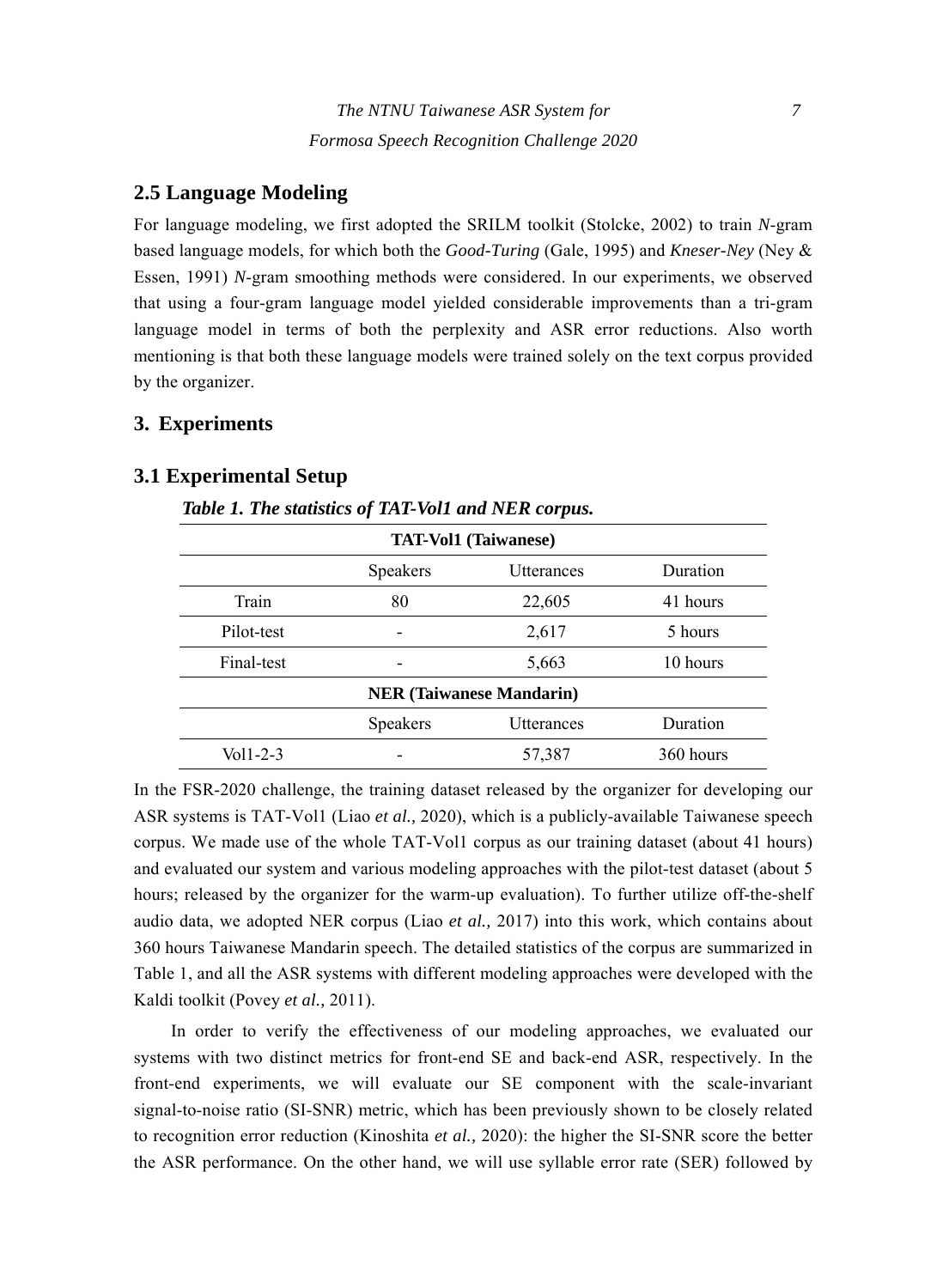## 2.5 Language Modeling

For language modeling, we first adopted the SRILM toolkit (Stolcke, 2002) to train *N*-gram based language models, for which both the *Good-Turing* (Gale, 1995) and *Kneser-Ney* (Ney & Essen, 1991) *N*-gram smoothing methods were considered. In our experiments, we observed that using a four-gram language model yielded considerable improvements than a tri-gram language model in terms of both the perplexity and ASR error reductions. Also worth mentioning is that both these language models were trained solely on the text corpus provided by the organizer.

# 3. Experiments

## 3.1 Experimental Setup

***Table 1. The statistics of TAT-Vol1 and NER corpus.***

| **TAT-Vol1 (Taiwanese)** | | | |
|---|---|---|---|
| | Speakers | Utterances | Duration |
| Train | 80 | 22,605 | 41 hours |
| Pilot-test | - | 2,617 | 5 hours |
| Final-test | - | 5,663 | 10 hours |
| **NER (Taiwanese Mandarin)** | | | |
| | Speakers | Utterances | Duration |
| Vol1-2-3 | - | 57,387 | 360 hours |

In the FSR-2020 challenge, the training dataset released by the organizer for developing our ASR systems is TAT-Vol1 (Liao *et al.,* 2020), which is a publicly-available Taiwanese speech corpus. We made use of the whole TAT-Vol1 corpus as our training dataset (about 41 hours) and evaluated our system and various modeling approaches with the pilot-test dataset (about 5 hours; released by the organizer for the warm-up evaluation). To further utilize off-the-shelf audio data, we adopted NER corpus (Liao *et al.,* 2017) into this work, which contains about 360 hours Taiwanese Mandarin speech. The detailed statistics of the corpus are summarized in Table 1, and all the ASR systems with different modeling approaches were developed with the Kaldi toolkit (Povey *et al.,* 2011).

In order to verify the effectiveness of our modeling approaches, we evaluated our systems with two distinct metrics for front-end SE and back-end ASR, respectively. In the front-end experiments, we will evaluate our SE component with the scale-invariant signal-to-noise ratio (SI-SNR) metric, which has been previously shown to be closely related to recognition error reduction (Kinoshita *et al.,* 2020): the higher the SI-SNR score the better the ASR performance. On the other hand, we will use syllable error rate (SER) followed by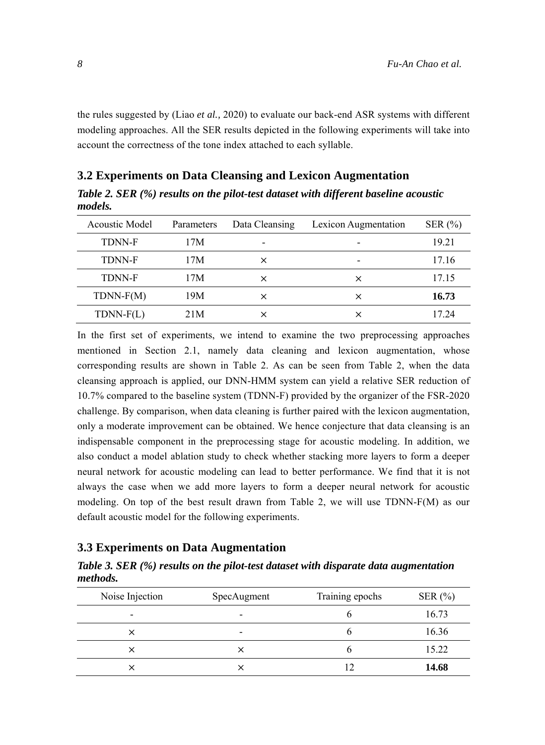the rules suggested by (Liao *et al.,* 2020) to evaluate our back-end ASR systems with different modeling approaches. All the SER results depicted in the following experiments will take into account the correctness of the tone index attached to each syllable.

### 3.2 Experiments on Data Cleansing and Lexicon Augmentation

***Table 2. SER (%) results on the pilot-test dataset with different baseline acoustic models.***

| Acoustic Model | Parameters | Data Cleansing | Lexicon Augmentation | SER (%) |
|---|---|---|---|---|
| TDNN-F | 17M | - | - | 19.21 |
| TDNN-F | 17M | × | - | 17.16 |
| TDNN-F | 17M | × | × | 17.15 |
| TDNN-F(M) | 19M | × | × | **16.73** |
| TDNN-F(L) | 21M | × | × | 17.24 |

In the first set of experiments, we intend to examine the two preprocessing approaches mentioned in Section 2.1, namely data cleaning and lexicon augmentation, whose corresponding results are shown in Table 2. As can be seen from Table 2, when the data cleansing approach is applied, our DNN-HMM system can yield a relative SER reduction of 10.7% compared to the baseline system (TDNN-F) provided by the organizer of the FSR-2020 challenge. By comparison, when data cleaning is further paired with the lexicon augmentation, only a moderate improvement can be obtained. We hence conjecture that data cleansing is an indispensable component in the preprocessing stage for acoustic modeling. In addition, we also conduct a model ablation study to check whether stacking more layers to form a deeper neural network for acoustic modeling can lead to better performance. We find that it is not always the case when we add more layers to form a deeper neural network for acoustic modeling. On top of the best result drawn from Table 2, we will use TDNN-F(M) as our default acoustic model for the following experiments.

### 3.3 Experiments on Data Augmentation

***Table 3. SER (%) results on the pilot-test dataset with disparate data augmentation methods.***

| Noise Injection | SpecAugment | Training epochs | SER (%) |
|---|---|---|---|
| - | - | 6 | 16.73 |
| × | - | 6 | 16.36 |
| × | × | 6 | 15.22 |
| × | × | 12 | **14.68** |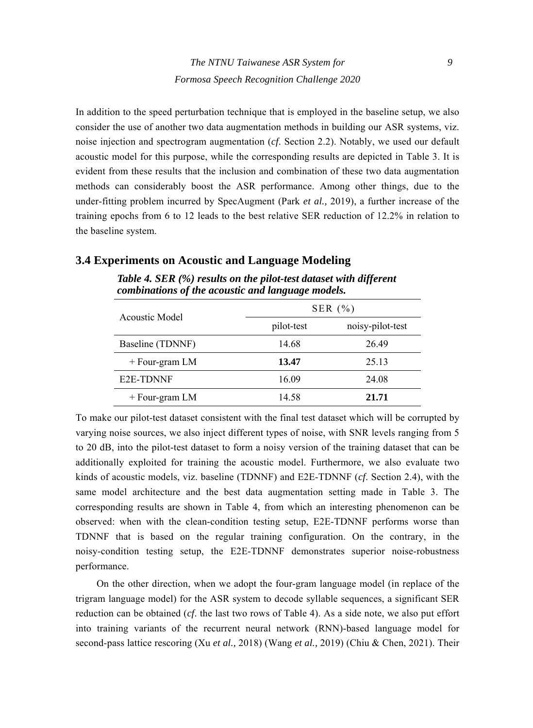In addition to the speed perturbation technique that is employed in the baseline setup, we also consider the use of another two data augmentation methods in building our ASR systems, viz. noise injection and spectrogram augmentation (*cf*. Section 2.2). Notably, we used our default acoustic model for this purpose, while the corresponding results are depicted in Table 3. It is evident from these results that the inclusion and combination of these two data augmentation methods can considerably boost the ASR performance. Among other things, due to the under-fitting problem incurred by SpecAugment (Park *et al.,* 2019), a further increase of the training epochs from 6 to 12 leads to the best relative SER reduction of 12.2% in relation to the baseline system.

## 3.4 Experiments on Acoustic and Language Modeling

***Table 4. SER (%) results on the pilot-test dataset with different combinations of the acoustic and language models.***

| Acoustic Model | SER (%) | |
|---|---|---|
| | pilot-test | noisy-pilot-test |
| Baseline (TDNNF) | 14.68 | 26.49 |
| + Four-gram LM | **13.47** | 25.13 |
| E2E-TDNNF | 16.09 | 24.08 |
| + Four-gram LM | 14.58 | **21.71** |

To make our pilot-test dataset consistent with the final test dataset which will be corrupted by varying noise sources, we also inject different types of noise, with SNR levels ranging from 5 to 20 dB, into the pilot-test dataset to form a noisy version of the training dataset that can be additionally exploited for training the acoustic model. Furthermore, we also evaluate two kinds of acoustic models, viz. baseline (TDNNF) and E2E-TDNNF (*cf*. Section 2.4), with the same model architecture and the best data augmentation setting made in Table 3. The corresponding results are shown in Table 4, from which an interesting phenomenon can be observed: when with the clean-condition testing setup, E2E-TDNNF performs worse than TDNNF that is based on the regular training configuration. On the contrary, in the noisy-condition testing setup, the E2E-TDNNF demonstrates superior noise-robustness performance.

On the other direction, when we adopt the four-gram language model (in replace of the trigram language model) for the ASR system to decode syllable sequences, a significant SER reduction can be obtained (*cf*. the last two rows of Table 4). As a side note, we also put effort into training variants of the recurrent neural network (RNN)-based language model for second-pass lattice rescoring (Xu *et al.,* 2018) (Wang *et al.,* 2019) (Chiu & Chen, 2021). Their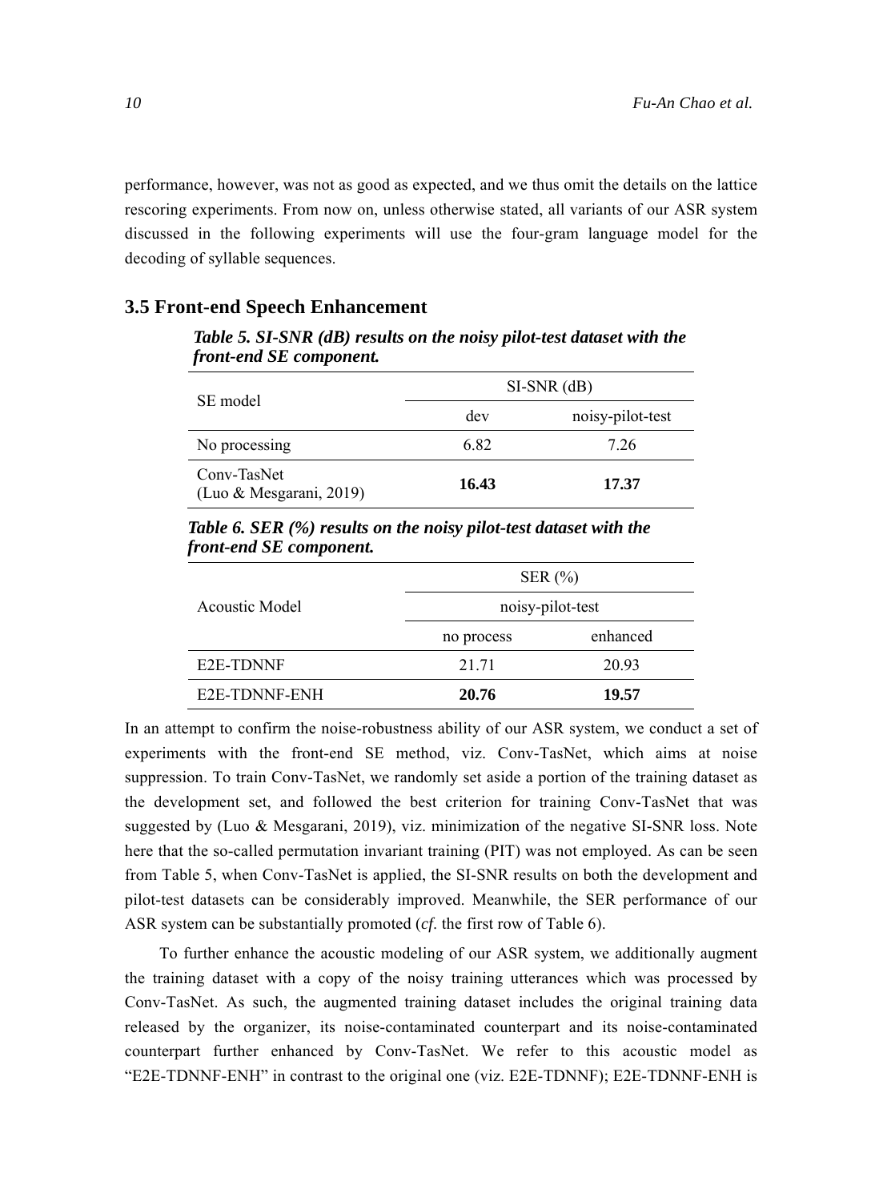performance, however, was not as good as expected, and we thus omit the details on the lattice rescoring experiments. From now on, unless otherwise stated, all variants of our ASR system discussed in the following experiments will use the four-gram language model for the decoding of syllable sequences.

### 3.5 Front-end Speech Enhancement

***Table 5. SI-SNR (dB) results on the noisy pilot-test dataset with the front-end SE component.***

| SE model | SI-SNR (dB) | |
|---|---|---|
| | dev | noisy-pilot-test |
| No processing | 6.82 | 7.26 |
| Conv-TasNet (Luo & Mesgarani, 2019) | **16.43** | **17.37** |

***Table 6. SER (%) results on the noisy pilot-test dataset with the front-end SE component.***

| Acoustic Model | SER (%) | |
|---|---|---|
| | noisy-pilot-test | |
| | no process | enhanced |
| E2E-TDNNF | 21.71 | 20.93 |
| E2E-TDNNF-ENH | **20.76** | **19.57** |

In an attempt to confirm the noise-robustness ability of our ASR system, we conduct a set of experiments with the front-end SE method, viz. Conv-TasNet, which aims at noise suppression. To train Conv-TasNet, we randomly set aside a portion of the training dataset as the development set, and followed the best criterion for training Conv-TasNet that was suggested by (Luo & Mesgarani, 2019), viz. minimization of the negative SI-SNR loss. Note here that the so-called permutation invariant training (PIT) was not employed. As can be seen from Table 5, when Conv-TasNet is applied, the SI-SNR results on both the development and pilot-test datasets can be considerably improved. Meanwhile, the SER performance of our ASR system can be substantially promoted (*cf*. the first row of Table 6).

To further enhance the acoustic modeling of our ASR system, we additionally augment the training dataset with a copy of the noisy training utterances which was processed by Conv-TasNet. As such, the augmented training dataset includes the original training data released by the organizer, its noise-contaminated counterpart and its noise-contaminated counterpart further enhanced by Conv-TasNet. We refer to this acoustic model as "E2E-TDNNF-ENH" in contrast to the original one (viz. E2E-TDNNF); E2E-TDNNF-ENH is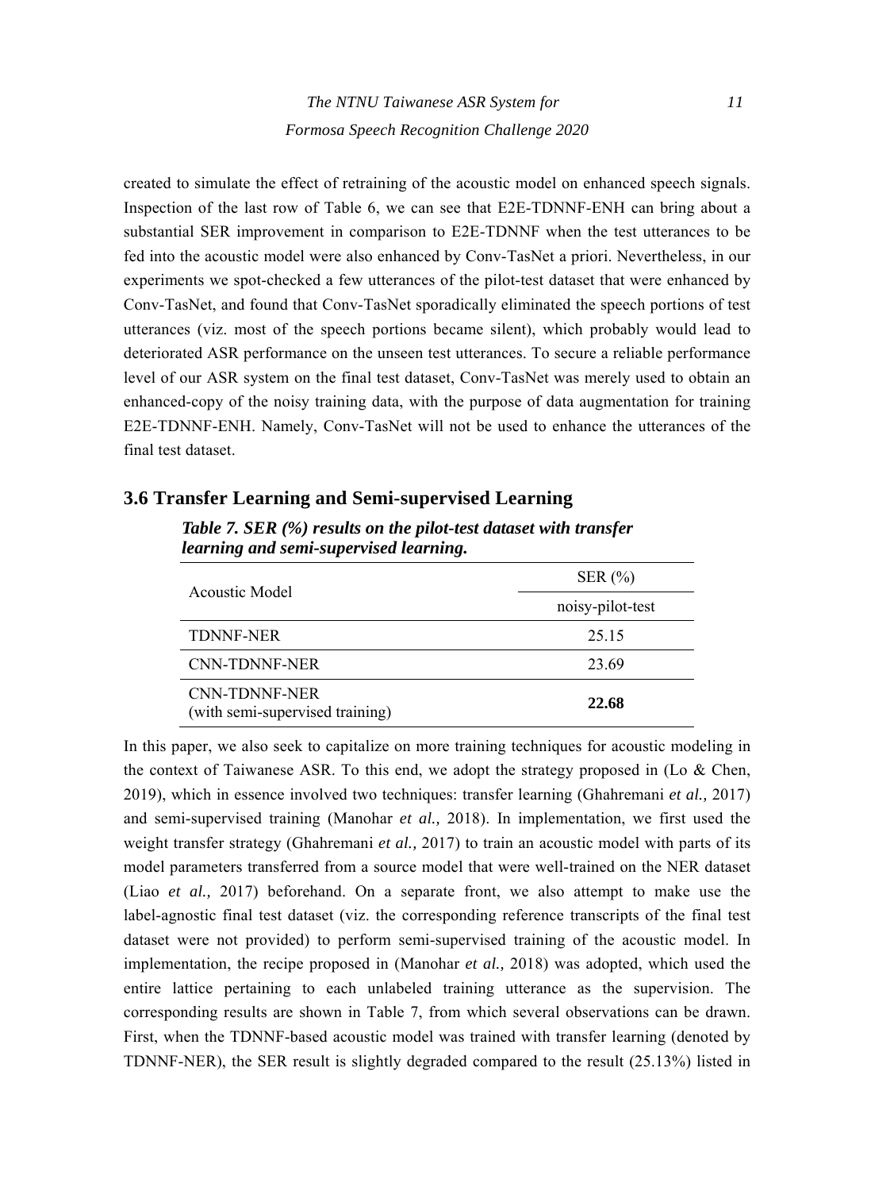created to simulate the effect of retraining of the acoustic model on enhanced speech signals. Inspection of the last row of Table 6, we can see that E2E-TDNNF-ENH can bring about a substantial SER improvement in comparison to E2E-TDNNF when the test utterances to be fed into the acoustic model were also enhanced by Conv-TasNet a priori. Nevertheless, in our experiments we spot-checked a few utterances of the pilot-test dataset that were enhanced by Conv-TasNet, and found that Conv-TasNet sporadically eliminated the speech portions of test utterances (viz. most of the speech portions became silent), which probably would lead to deteriorated ASR performance on the unseen test utterances. To secure a reliable performance level of our ASR system on the final test dataset, Conv-TasNet was merely used to obtain an enhanced-copy of the noisy training data, with the purpose of data augmentation for training E2E-TDNNF-ENH. Namely, Conv-TasNet will not be used to enhance the utterances of the final test dataset.

### 3.6 Transfer Learning and Semi-supervised Learning

***Table 7. SER (%) results on the pilot-test dataset with transfer learning and semi-supervised learning.***

| Acoustic Model | SER (%) |
|---|---|
| | noisy-pilot-test |
| TDNNF-NER | 25.15 |
| CNN-TDNNF-NER | 23.69 |
| CNN-TDNNF-NER (with semi-supervised training) | **22.68** |

In this paper, we also seek to capitalize on more training techniques for acoustic modeling in the context of Taiwanese ASR. To this end, we adopt the strategy proposed in (Lo & Chen, 2019), which in essence involved two techniques: transfer learning (Ghahremani *et al.,* 2017) and semi-supervised training (Manohar *et al.,* 2018). In implementation, we first used the weight transfer strategy (Ghahremani *et al.,* 2017) to train an acoustic model with parts of its model parameters transferred from a source model that were well-trained on the NER dataset (Liao *et al.,* 2017) beforehand. On a separate front, we also attempt to make use the label-agnostic final test dataset (viz. the corresponding reference transcripts of the final test dataset were not provided) to perform semi-supervised training of the acoustic model. In implementation, the recipe proposed in (Manohar *et al.,* 2018) was adopted, which used the entire lattice pertaining to each unlabeled training utterance as the supervision. The corresponding results are shown in Table 7, from which several observations can be drawn. First, when the TDNNF-based acoustic model was trained with transfer learning (denoted by TDNNF-NER), the SER result is slightly degraded compared to the result (25.13%) listed in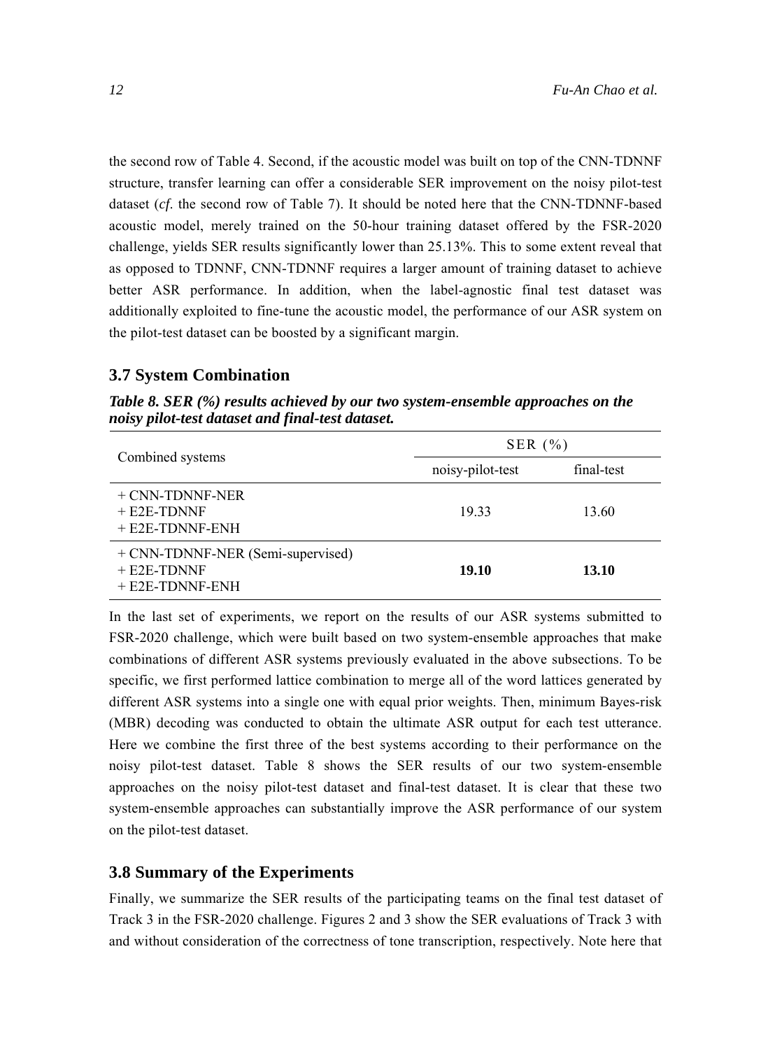the second row of Table 4. Second, if the acoustic model was built on top of the CNN-TDNNF structure, transfer learning can offer a considerable SER improvement on the noisy pilot-test dataset (*cf*. the second row of Table 7). It should be noted here that the CNN-TDNNF-based acoustic model, merely trained on the 50-hour training dataset offered by the FSR-2020 challenge, yields SER results significantly lower than 25.13%. This to some extent reveal that as opposed to TDNNF, CNN-TDNNF requires a larger amount of training dataset to achieve better ASR performance. In addition, when the label-agnostic final test dataset was additionally exploited to fine-tune the acoustic model, the performance of our ASR system on the pilot-test dataset can be boosted by a significant margin.

### 3.7 System Combination

***Table 8. SER (%) results achieved by our two system-ensemble approaches on the noisy pilot-test dataset and final-test dataset.***

| Combined systems | SER (%) | |
|---|---|---|
| | noisy-pilot-test | final-test |
| + CNN-TDNNF-NER<br>+ E2E-TDNNF<br>+ E2E-TDNNF-ENH | 19.33 | 13.60 |
| + CNN-TDNNF-NER (Semi-supervised)<br>+ E2E-TDNNF<br>+ E2E-TDNNF-ENH | **19.10** | **13.10** |

In the last set of experiments, we report on the results of our ASR systems submitted to FSR-2020 challenge, which were built based on two system-ensemble approaches that make combinations of different ASR systems previously evaluated in the above subsections. To be specific, we first performed lattice combination to merge all of the word lattices generated by different ASR systems into a single one with equal prior weights. Then, minimum Bayes-risk (MBR) decoding was conducted to obtain the ultimate ASR output for each test utterance. Here we combine the first three of the best systems according to their performance on the noisy pilot-test dataset. Table 8 shows the SER results of our two system-ensemble approaches on the noisy pilot-test dataset and final-test dataset. It is clear that these two system-ensemble approaches can substantially improve the ASR performance of our system on the pilot-test dataset.

### 3.8 Summary of the Experiments

Finally, we summarize the SER results of the participating teams on the final test dataset of Track 3 in the FSR-2020 challenge. Figures 2 and 3 show the SER evaluations of Track 3 with and without consideration of the correctness of tone transcription, respectively. Note here that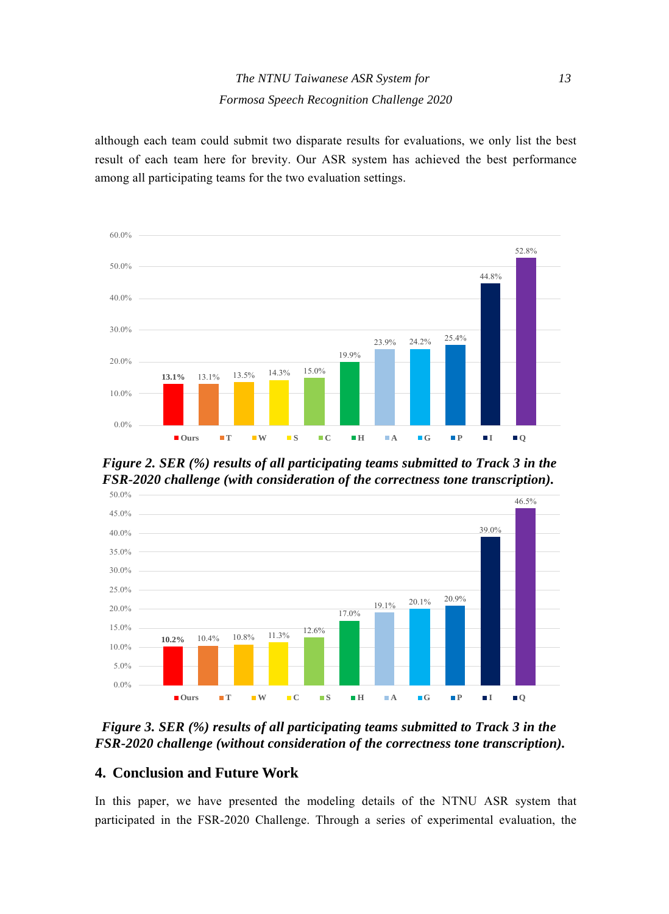although each team could submit two disparate results for evaluations, we only list the best result of each team here for brevity. Our ASR system has achieved the best performance among all participating teams for the two evaluation settings.

***Figure 2. SER (%) results of all participating teams submitted to Track 3 in the FSR-2020 challenge (with consideration of the correctness tone transcription).***

***Figure 3. SER (%) results of all participating teams submitted to Track 3 in the FSR-2020 challenge (without consideration of the correctness tone transcription).***

## 4. Conclusion and Future Work

In this paper, we have presented the modeling details of the NTNU ASR system that participated in the FSR-2020 Challenge. Through a series of experimental evaluation, the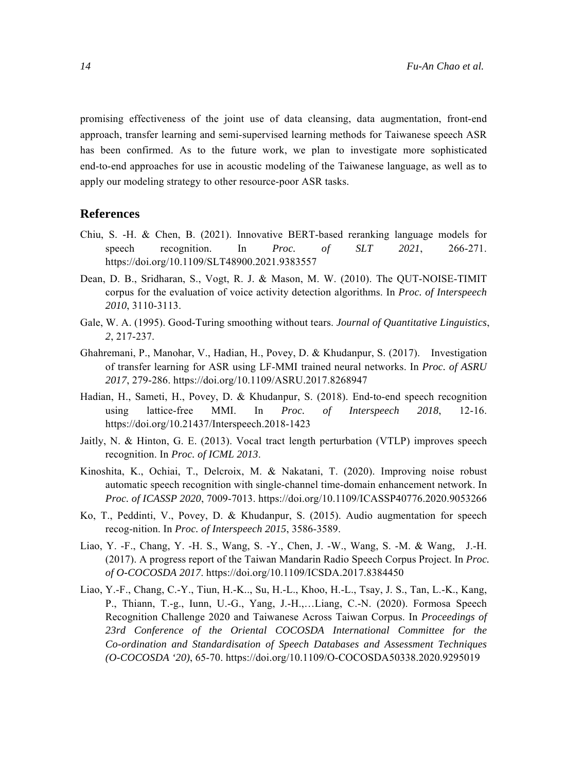promising effectiveness of the joint use of data cleansing, data augmentation, front-end approach, transfer learning and semi-supervised learning methods for Taiwanese speech ASR has been confirmed. As to the future work, we plan to investigate more sophisticated end-to-end approaches for use in acoustic modeling of the Taiwanese language, as well as to apply our modeling strategy to other resource-poor ASR tasks.

## References

Chiu, S. -H. & Chen, B. (2021). Innovative BERT-based reranking language models for speech recognition. In *Proc. of SLT 2021*, 266-271. https://doi.org/10.1109/SLT48900.2021.9383557

Dean, D. B., Sridharan, S., Vogt, R. J. & Mason, M. W. (2010). The QUT-NOISE-TIMIT corpus for the evaluation of voice activity detection algorithms. In *Proc. of Interspeech 2010*, 3110-3113.

Gale, W. A. (1995). Good-Turing smoothing without tears. *Journal of Quantitative Linguistics*, *2*, 217-237.

Ghahremani, P., Manohar, V., Hadian, H., Povey, D. & Khudanpur, S. (2017). Investigation of transfer learning for ASR using LF-MMI trained neural networks. In *Proc. of ASRU 2017*, 279-286. https://doi.org/10.1109/ASRU.2017.8268947

Hadian, H., Sameti, H., Povey, D. & Khudanpur, S. (2018). End-to-end speech recognition using lattice-free MMI. In *Proc. of Interspeech 2018*, 12-16. https://doi.org/10.21437/Interspeech.2018-1423

Jaitly, N. & Hinton, G. E. (2013). Vocal tract length perturbation (VTLP) improves speech recognition. In *Proc. of ICML 2013*.

Kinoshita, K., Ochiai, T., Delcroix, M. & Nakatani, T. (2020). Improving noise robust automatic speech recognition with single-channel time-domain enhancement network. In *Proc. of ICASSP 2020*, 7009-7013. https://doi.org/10.1109/ICASSP40776.2020.9053266

Ko, T., Peddinti, V., Povey, D. & Khudanpur, S. (2015). Audio augmentation for speech recog-nition. In *Proc. of Interspeech 2015*, 3586-3589.

Liao, Y. -F., Chang, Y. -H. S., Wang, S. -Y., Chen, J. -W., Wang, S. -M. & Wang, J.-H. (2017). A progress report of the Taiwan Mandarin Radio Speech Corpus Project. In *Proc. of O-COCOSDA 2017*. https://doi.org/10.1109/ICSDA.2017.8384450

Liao, Y.-F., Chang, C.-Y., Tiun, H.-K.., Su, H.-L., Khoo, H.-L., Tsay, J. S., Tan, L.-K., Kang, P., Thiann, T.-g., Iunn, U.-G., Yang, J.-H.,…Liang, C.-N. (2020). Formosa Speech Recognition Challenge 2020 and Taiwanese Across Taiwan Corpus. In *Proceedings of 23rd Conference of the Oriental COCOSDA International Committee for the Co-ordination and Standardisation of Speech Databases and Assessment Techniques (O-COCOSDA '20)*, 65-70. https://doi.org/10.1109/O-COCOSDA50338.2020.9295019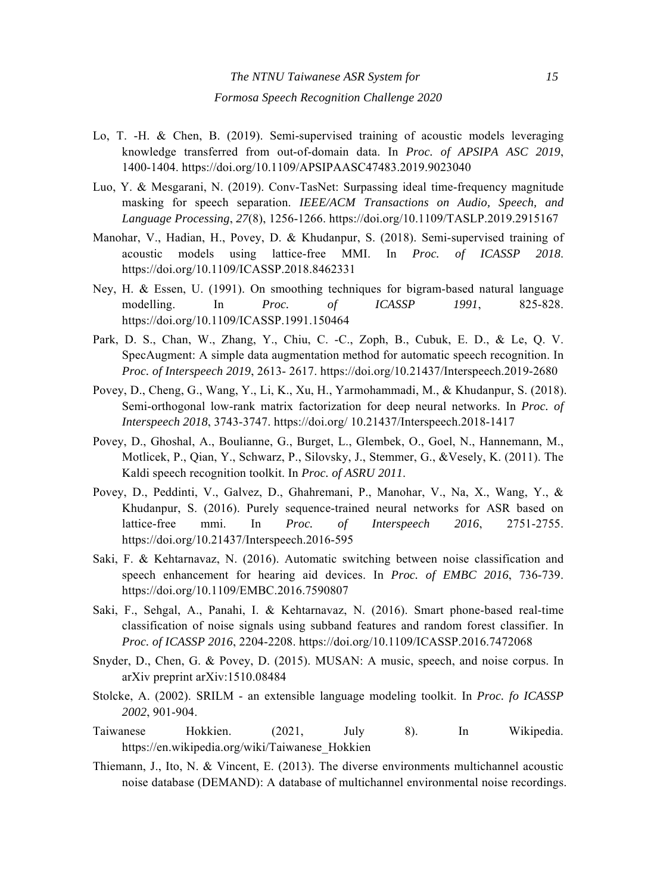Lo, T. -H. & Chen, B. (2019). Semi-supervised training of acoustic models leveraging knowledge transferred from out-of-domain data. In *Proc. of APSIPA ASC 2019*, 1400-1404. https://doi.org/10.1109/APSIPAASC47483.2019.9023040

Luo, Y. & Mesgarani, N. (2019). Conv-TasNet: Surpassing ideal time-frequency magnitude masking for speech separation. *IEEE/ACM Transactions on Audio, Speech, and Language Processing*, *27*(8), 1256-1266. https://doi.org/10.1109/TASLP.2019.2915167

Manohar, V., Hadian, H., Povey, D. & Khudanpur, S. (2018). Semi-supervised training of acoustic models using lattice-free MMI. In *Proc. of ICASSP 2018*. https://doi.org/10.1109/ICASSP.2018.8462331

Ney, H. & Essen, U. (1991). On smoothing techniques for bigram-based natural language modelling. In *Proc. of ICASSP 1991*, 825-828. https://doi.org/10.1109/ICASSP.1991.150464

Park, D. S., Chan, W., Zhang, Y., Chiu, C. -C., Zoph, B., Cubuk, E. D., & Le, Q. V. SpecAugment: A simple data augmentation method for automatic speech recognition. In *Proc. of Interspeech 2019*, 2613- 2617. https://doi.org/10.21437/Interspeech.2019-2680

Povey, D., Cheng, G., Wang, Y., Li, K., Xu, H., Yarmohammadi, M., & Khudanpur, S. (2018). Semi-orthogonal low-rank matrix factorization for deep neural networks. In *Proc. of Interspeech 2018*, 3743-3747. https://doi.org/ 10.21437/Interspeech.2018-1417

Povey, D., Ghoshal, A., Boulianne, G., Burget, L., Glembek, O., Goel, N., Hannemann, M., Motlicek, P., Qian, Y., Schwarz, P., Silovsky, J., Stemmer, G., &Vesely, K. (2011). The Kaldi speech recognition toolkit. In *Proc. of ASRU 2011*.

Povey, D., Peddinti, V., Galvez, D., Ghahremani, P., Manohar, V., Na, X., Wang, Y., & Khudanpur, S. (2016). Purely sequence-trained neural networks for ASR based on lattice-free mmi. In *Proc. of Interspeech 2016*, 2751-2755. https://doi.org/10.21437/Interspeech.2016-595

Saki, F. & Kehtarnavaz, N. (2016). Automatic switching between noise classification and speech enhancement for hearing aid devices. In *Proc. of EMBC 2016*, 736-739. https://doi.org/10.1109/EMBC.2016.7590807

Saki, F., Sehgal, A., Panahi, I. & Kehtarnavaz, N. (2016). Smart phone-based real-time classification of noise signals using subband features and random forest classifier. In *Proc. of ICASSP 2016*, 2204-2208. https://doi.org/10.1109/ICASSP.2016.7472068

Snyder, D., Chen, G. & Povey, D. (2015). MUSAN: A music, speech, and noise corpus. In arXiv preprint arXiv:1510.08484

Stolcke, A. (2002). SRILM - an extensible language modeling toolkit. In *Proc. fo ICASSP 2002*, 901-904.

Taiwanese Hokkien. (2021, July 8). In Wikipedia. https://en.wikipedia.org/wiki/Taiwanese_Hokkien

Thiemann, J., Ito, N. & Vincent, E. (2013). The diverse environments multichannel acoustic noise database (DEMAND): A database of multichannel environmental noise recordings.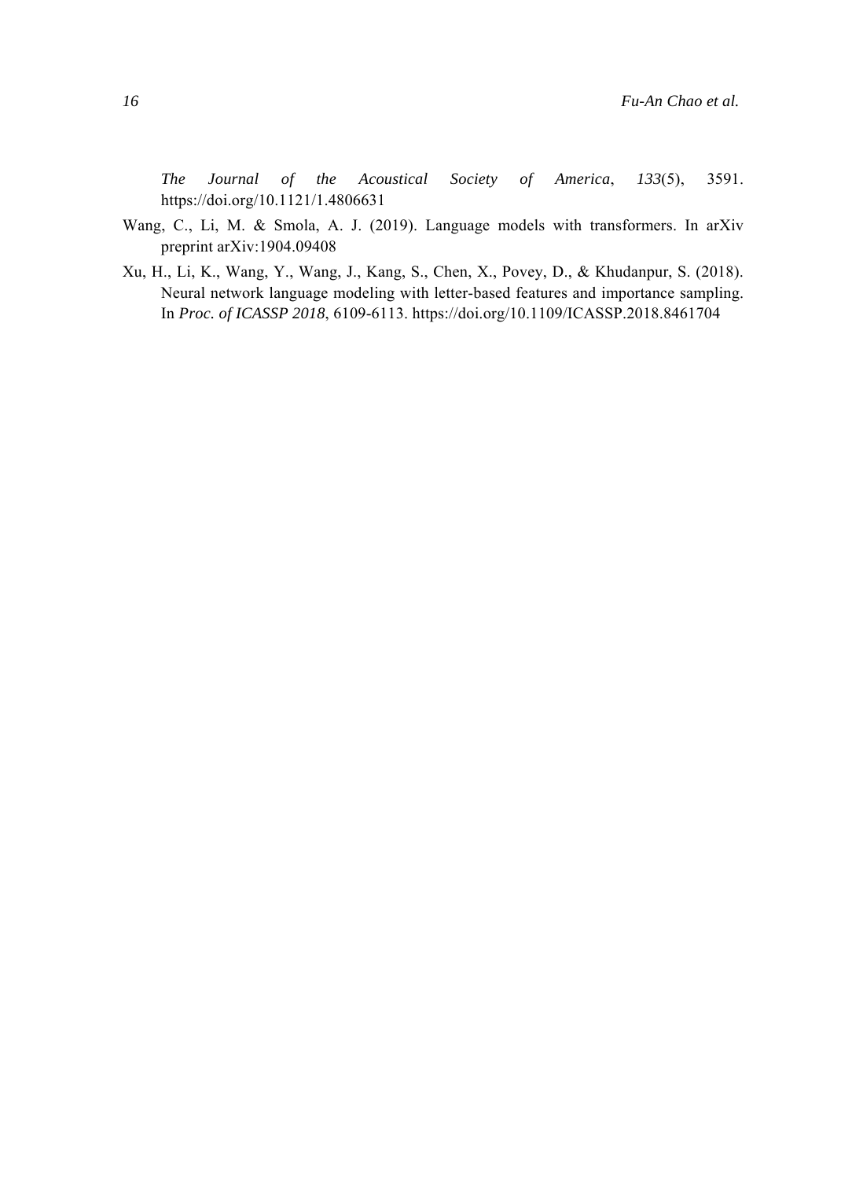*The Journal of the Acoustical Society of America*, *133*(5), 3591. https://doi.org/10.1121/1.4806631

Wang, C., Li, M. & Smola, A. J. (2019). Language models with transformers. In arXiv preprint arXiv:1904.09408

Xu, H., Li, K., Wang, Y., Wang, J., Kang, S., Chen, X., Povey, D., & Khudanpur, S. (2018). Neural network language modeling with letter-based features and importance sampling. In *Proc. of ICASSP 2018*, 6109-6113. https://doi.org/10.1109/ICASSP.2018.8461704